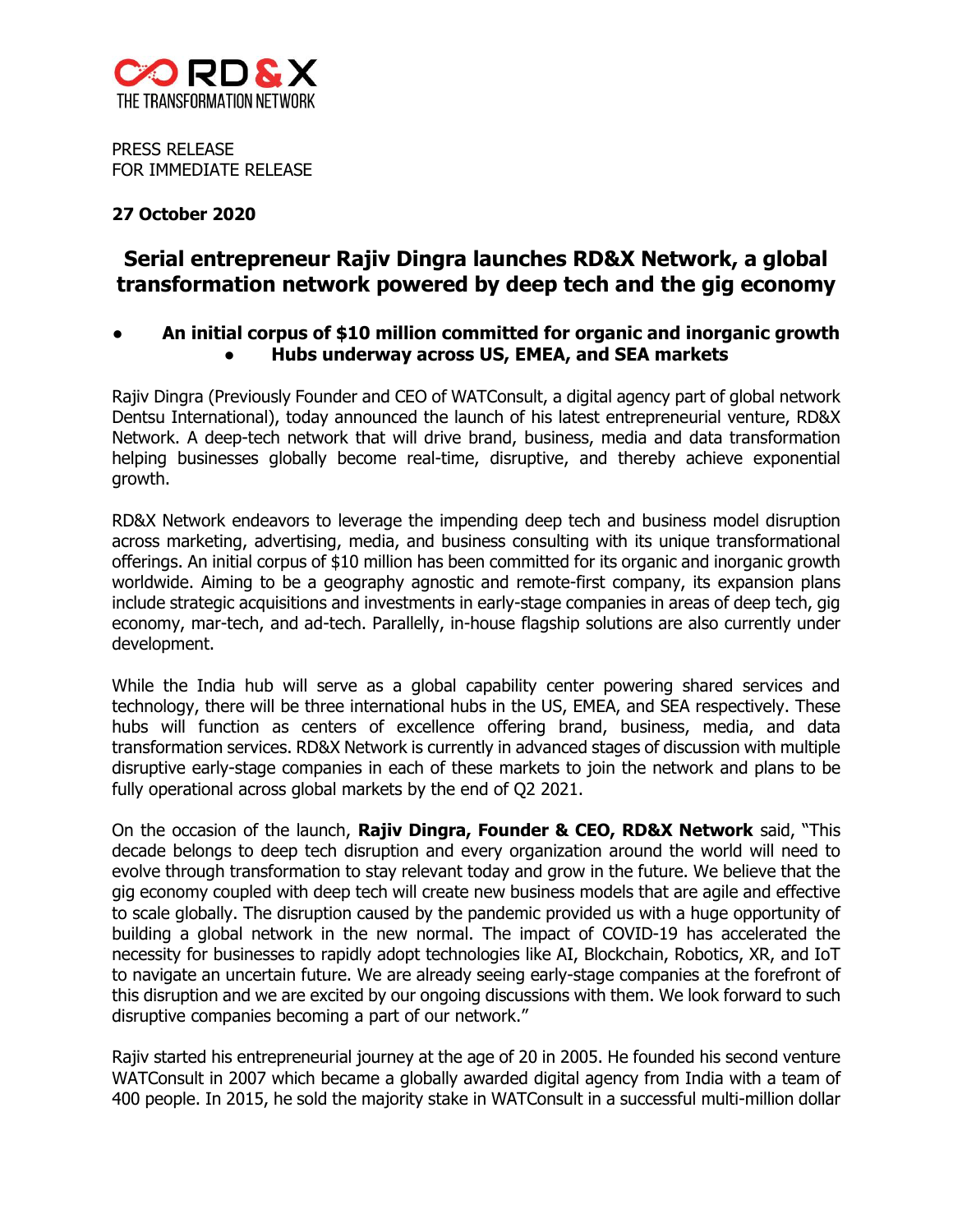RD&X

THE TRANSFORMATION NETWORK

PRESS RELEASE
FOR IMMEDIATE RELEASE

**27 October 2020**

# Serial entrepreneur Rajiv Dingra launches RD&X Network, a global transformation network powered by deep tech and the gig economy

- **An initial corpus of $10 million committed for organic and inorganic growth**
- **Hubs underway across US, EMEA, and SEA markets**

Rajiv Dingra (Previously Founder and CEO of WATConsult, a digital agency part of global network Dentsu International), today announced the launch of his latest entrepreneurial venture, RD&X Network. A deep-tech network that will drive brand, business, media and data transformation helping businesses globally become real-time, disruptive, and thereby achieve exponential growth.

RD&X Network endeavors to leverage the impending deep tech and business model disruption across marketing, advertising, media, and business consulting with its unique transformational offerings. An initial corpus of $10 million has been committed for its organic and inorganic growth worldwide. Aiming to be a geography agnostic and remote-first company, its expansion plans include strategic acquisitions and investments in early-stage companies in areas of deep tech, gig economy, mar-tech, and ad-tech. Parallelly, in-house flagship solutions are also currently under development.

While the India hub will serve as a global capability center powering shared services and technology, there will be three international hubs in the US, EMEA, and SEA respectively. These hubs will function as centers of excellence offering brand, business, media, and data transformation services. RD&X Network is currently in advanced stages of discussion with multiple disruptive early-stage companies in each of these markets to join the network and plans to be fully operational across global markets by the end of Q2 2021.

On the occasion of the launch, **Rajiv Dingra, Founder & CEO, RD&X Network** said, "This decade belongs to deep tech disruption and every organization around the world will need to evolve through transformation to stay relevant today and grow in the future. We believe that the gig economy coupled with deep tech will create new business models that are agile and effective to scale globally. The disruption caused by the pandemic provided us with a huge opportunity of building a global network in the new normal. The impact of COVID-19 has accelerated the necessity for businesses to rapidly adopt technologies like AI, Blockchain, Robotics, XR, and IoT to navigate an uncertain future. We are already seeing early-stage companies at the forefront of this disruption and we are excited by our ongoing discussions with them. We look forward to such disruptive companies becoming a part of our network."

Rajiv started his entrepreneurial journey at the age of 20 in 2005. He founded his second venture WATConsult in 2007 which became a globally awarded digital agency from India with a team of 400 people. In 2015, he sold the majority stake in WATConsult in a successful multi-million dollar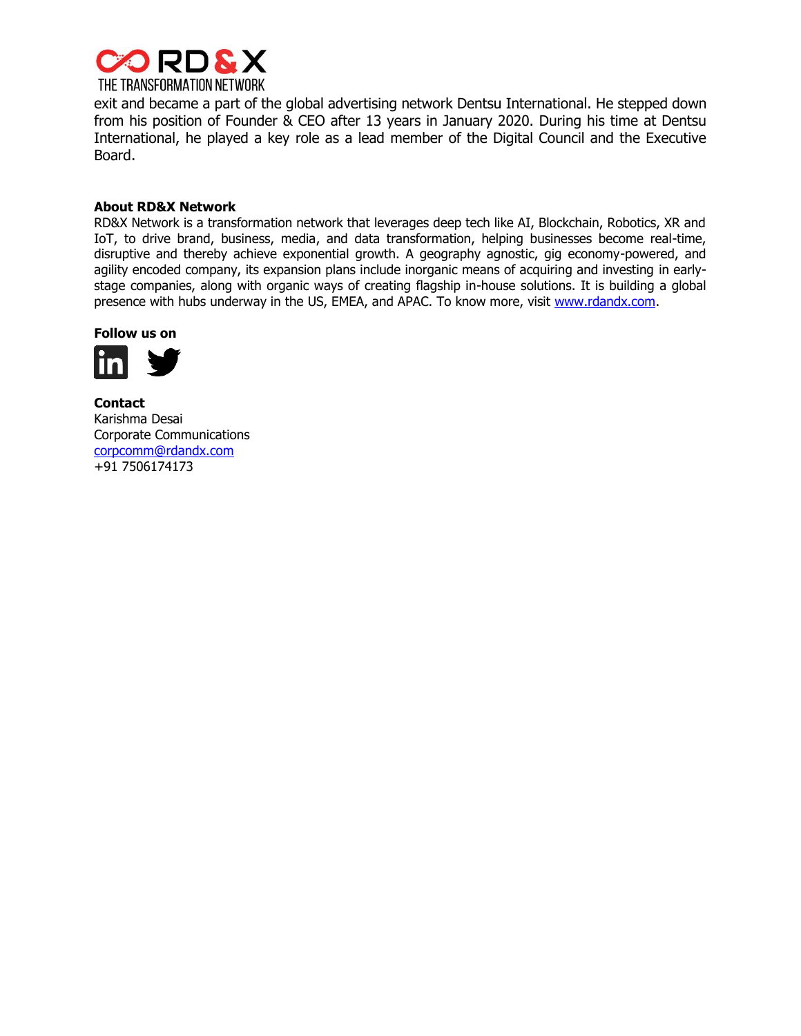exit and became a part of the global advertising network Dentsu International. He stepped down from his position of Founder & CEO after 13 years in January 2020. During his time at Dentsu International, he played a key role as a lead member of the Digital Council and the Executive Board.

**About RD&X Network**

RD&X Network is a transformation network that leverages deep tech like AI, Blockchain, Robotics, XR and IoT, to drive brand, business, media, and data transformation, helping businesses become real-time, disruptive and thereby achieve exponential growth. A geography agnostic, gig economy-powered, and agility encoded company, its expansion plans include inorganic means of acquiring and investing in early-stage companies, along with organic ways of creating flagship in-house solutions. It is building a global presence with hubs underway in the US, EMEA, and APAC. To know more, visit www.rdandx.com.

**Follow us on**

**Contact**

Karishma Desai
Corporate Communications
corpcomm@rdandx.com
+91 7506174173